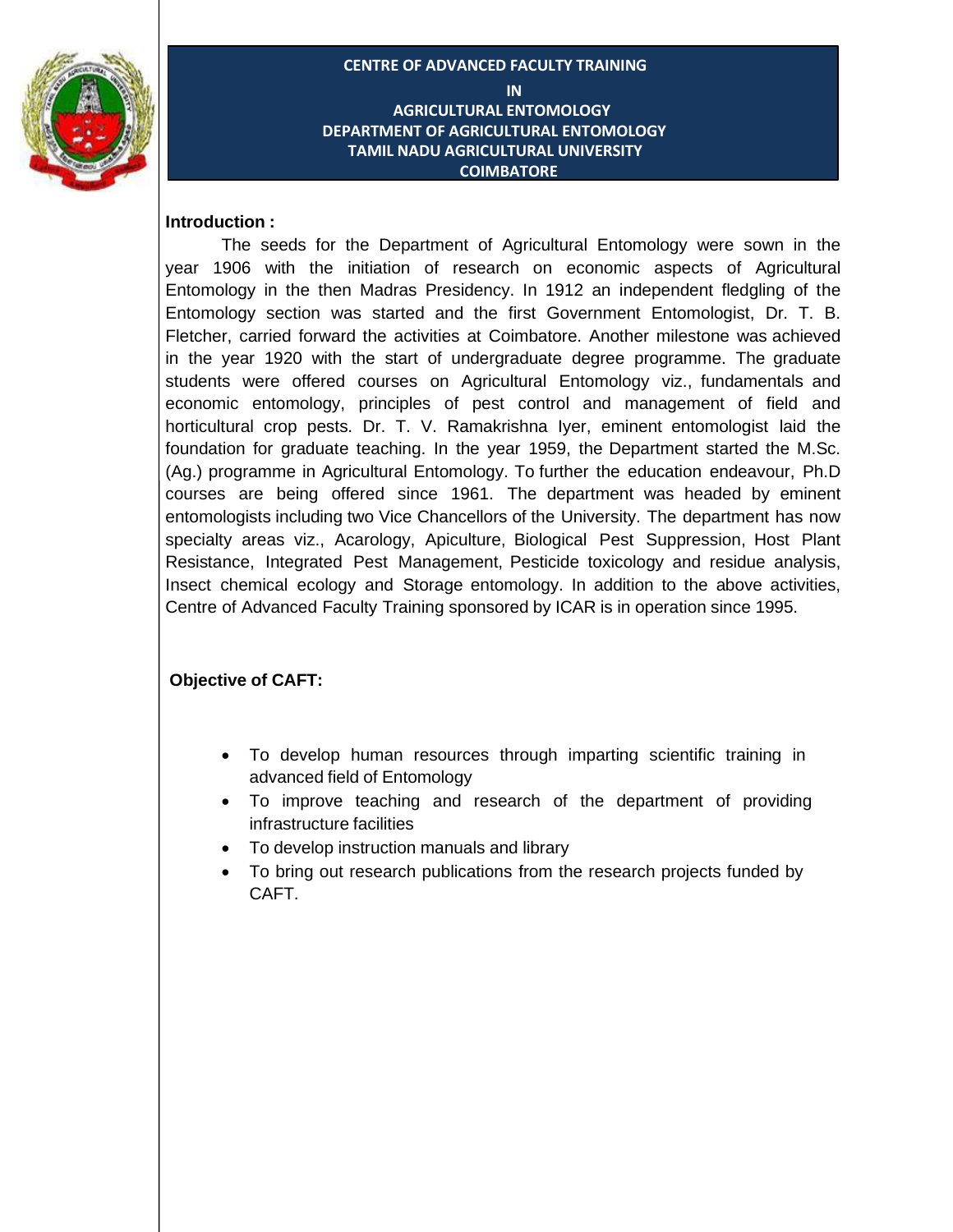# CENTRE OF ADVANCED FACULTY TRAINING
# IN
# AGRICULTURAL ENTOMOLOGY
# DEPARTMENT OF AGRICULTURAL ENTOMOLOGY
# TAMIL NADU AGRICULTURAL UNIVERSITY
# COIMBATORE

**Introduction :**

The seeds for the Department of Agricultural Entomology were sown in the year 1906 with the initiation of research on economic aspects of Agricultural Entomology in the then Madras Presidency. In 1912 an independent fledgling of the Entomology section was started and the first Government Entomologist, Dr. T. B. Fletcher, carried forward the activities at Coimbatore. Another milestone was achieved in the year 1920 with the start of undergraduate degree programme. The graduate students were offered courses on Agricultural Entomology viz., fundamentals and economic entomology, principles of pest control and management of field and horticultural crop pests. Dr. T. V. Ramakrishna Iyer, eminent entomologist laid the foundation for graduate teaching. In the year 1959, the Department started the M.Sc. (Ag.) programme in Agricultural Entomology. To further the education endeavour, Ph.D courses are being offered since 1961. The department was headed by eminent entomologists including two Vice Chancellors of the University. The department has now specialty areas viz., Acarology, Apiculture, Biological Pest Suppression, Host Plant Resistance, Integrated Pest Management, Pesticide toxicology and residue analysis, Insect chemical ecology and Storage entomology. In addition to the above activities, Centre of Advanced Faculty Training sponsored by ICAR is in operation since 1995.

**Objective of CAFT:**

- To develop human resources through imparting scientific training in advanced field of Entomology
- To improve teaching and research of the department of providing infrastructure facilities
- To develop instruction manuals and library
- To bring out research publications from the research projects funded by CAFT.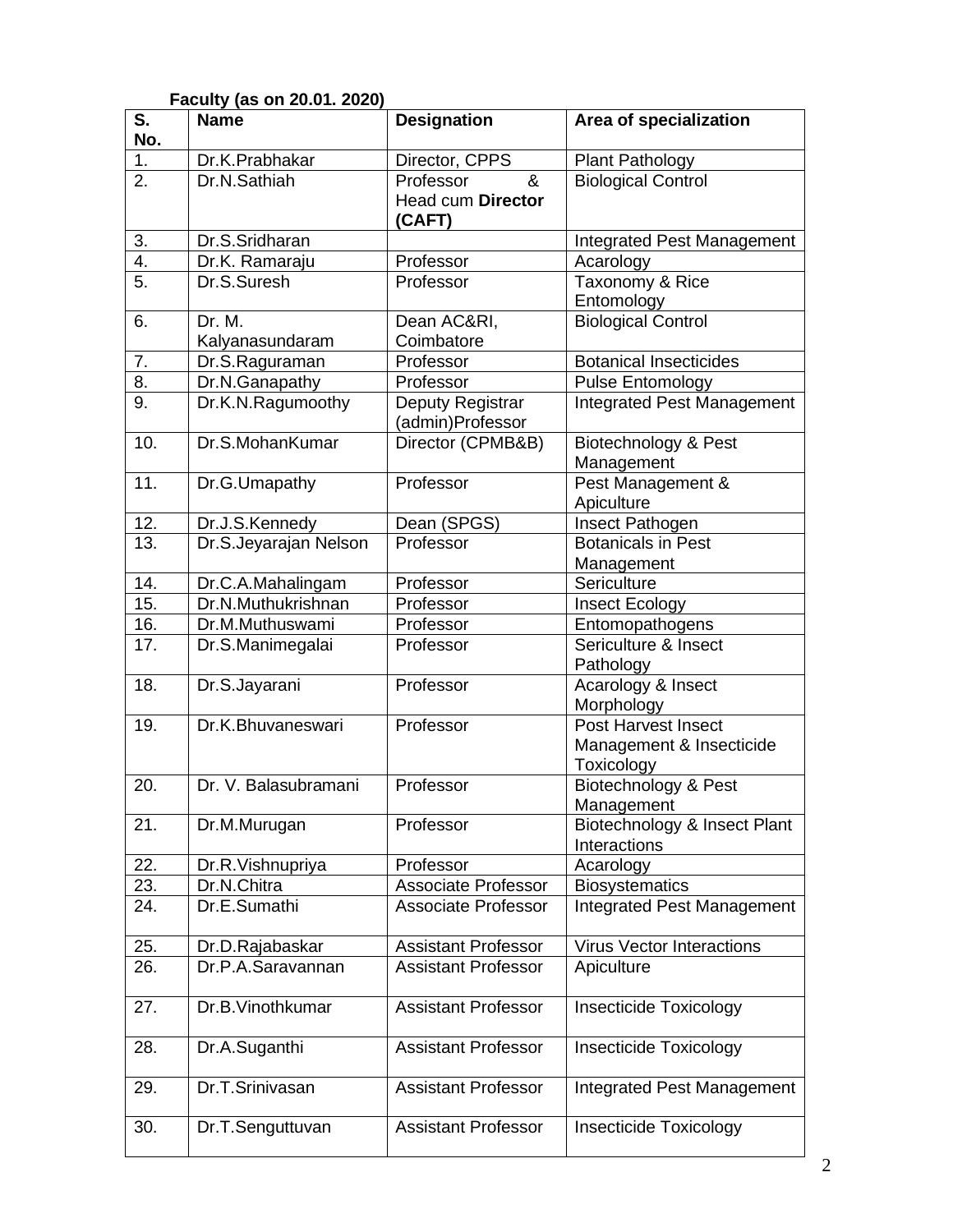**Faculty (as on 20.01. 2020)**

| S. No. | Name | Designation | Area of specialization |
|---|---|---|---|
| 1. | Dr.K.Prabhakar | Director, CPPS | Plant Pathology |
| 2. | Dr.N.Sathiah | Professor & Head cum **Director (CAFT)** | Biological Control |
| 3. | Dr.S.Sridharan | | Integrated Pest Management |
| 4. | Dr.K. Ramaraju | Professor | Acarology |
| 5. | Dr.S.Suresh | Professor | Taxonomy & Rice Entomology |
| 6. | Dr. M. Kalyanasundaram | Dean AC&RI, Coimbatore | Biological Control |
| 7. | Dr.S.Raguraman | Professor | Botanical Insecticides |
| 8. | Dr.N.Ganapathy | Professor | Pulse Entomology |
| 9. | Dr.K.N.Ragumoothy | Deputy Registrar (admin)Professor | Integrated Pest Management |
| 10. | Dr.S.MohanKumar | Director (CPMB&B) | Biotechnology & Pest Management |
| 11. | Dr.G.Umapathy | Professor | Pest Management & Apiculture |
| 12. | Dr.J.S.Kennedy | Dean (SPGS) | Insect Pathogen |
| 13. | Dr.S.Jeyarajan Nelson | Professor | Botanicals in Pest Management |
| 14. | Dr.C.A.Mahalingam | Professor | Sericulture |
| 15. | Dr.N.Muthukrishnan | Professor | Insect Ecology |
| 16. | Dr.M.Muthuswami | Professor | Entomopathogens |
| 17. | Dr.S.Manimegalai | Professor | Sericulture & Insect Pathology |
| 18. | Dr.S.Jayarani | Professor | Acarology & Insect Morphology |
| 19. | Dr.K.Bhuvaneswari | Professor | Post Harvest Insect Management & Insecticide Toxicology |
| 20. | Dr. V. Balasubramani | Professor | Biotechnology & Pest Management |
| 21. | Dr.M.Murugan | Professor | Biotechnology & Insect Plant Interactions |
| 22. | Dr.R.Vishnupriya | Professor | Acarology |
| 23. | Dr.N.Chitra | Associate Professor | Biosystematics |
| 24. | Dr.E.Sumathi | Associate Professor | Integrated Pest Management |
| 25. | Dr.D.Rajabaskar | Assistant Professor | Virus Vector Interactions |
| 26. | Dr.P.A.Saravannan | Assistant Professor | Apiculture |
| 27. | Dr.B.Vinothkumar | Assistant Professor | Insecticide Toxicology |
| 28. | Dr.A.Suganthi | Assistant Professor | Insecticide Toxicology |
| 29. | Dr.T.Srinivasan | Assistant Professor | Integrated Pest Management |
| 30. | Dr.T.Senguttuvan | Assistant Professor | Insecticide Toxicology |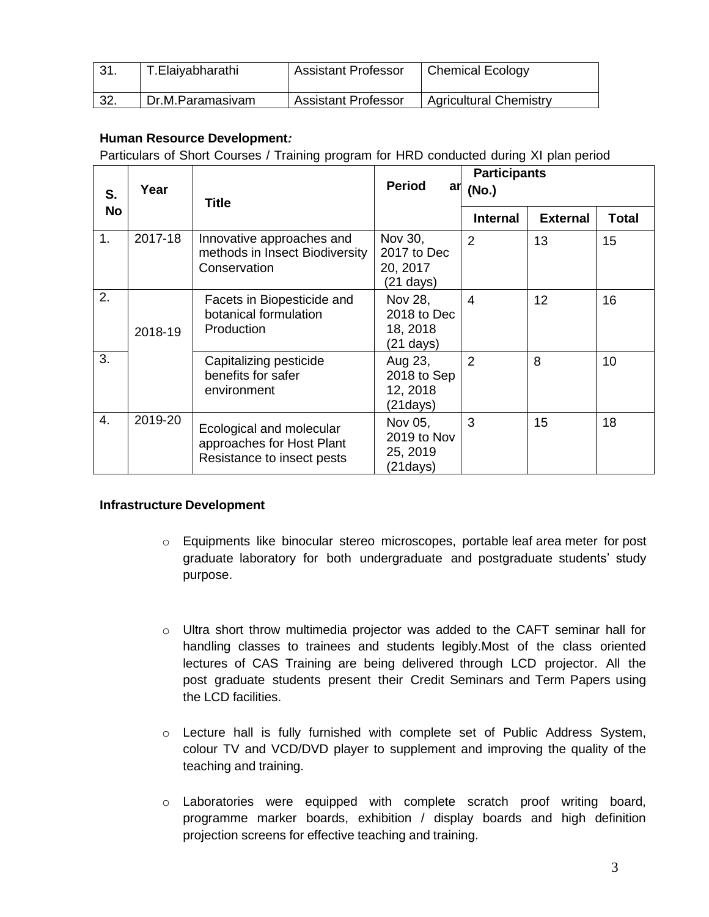| 31. | T.Elaiyabharathi | Assistant Professor | Chemical Ecology |
|---|---|---|---|
| 32. | Dr.M.Paramasivam | Assistant Professor | Agricultural Chemistry |

**Human Resource Development*:***

Particulars of Short Courses / Training program for HRD conducted during XI plan period

| S. No | Year | Title | Period ar | Participants (No.) | | |
|---|---|---|---|---|---|---|
| | | | | Internal | External | Total |
| 1. | 2017-18 | Innovative approaches and methods in Insect Biodiversity Conservation | Nov 30, 2017 to Dec 20, 2017 (21 days) | 2 | 13 | 15 |
| 2. | 2018-19 | Facets in Biopesticide and botanical formulation Production | Nov 28, 2018 to Dec 18, 2018 (21 days) | 4 | 12 | 16 |
| 3. | | Capitalizing pesticide benefits for safer environment | Aug 23, 2018 to Sep 12, 2018 (21days) | 2 | 8 | 10 |
| 4. | 2019-20 | Ecological and molecular approaches for Host Plant Resistance to insect pests | Nov 05, 2019 to Nov 25, 2019 (21days) | 3 | 15 | 18 |

**Infrastructure Development**

- Equipments like binocular stereo microscopes, portable leaf area meter for post graduate laboratory for both undergraduate and postgraduate students' study purpose.
- Ultra short throw multimedia projector was added to the CAFT seminar hall for handling classes to trainees and students legibly.Most of the class oriented lectures of CAS Training are being delivered through LCD projector. All the post graduate students present their Credit Seminars and Term Papers using the LCD facilities.
- Lecture hall is fully furnished with complete set of Public Address System, colour TV and VCD/DVD player to supplement and improving the quality of the teaching and training.
- Laboratories were equipped with complete scratch proof writing board, programme marker boards, exhibition / display boards and high definition projection screens for effective teaching and training.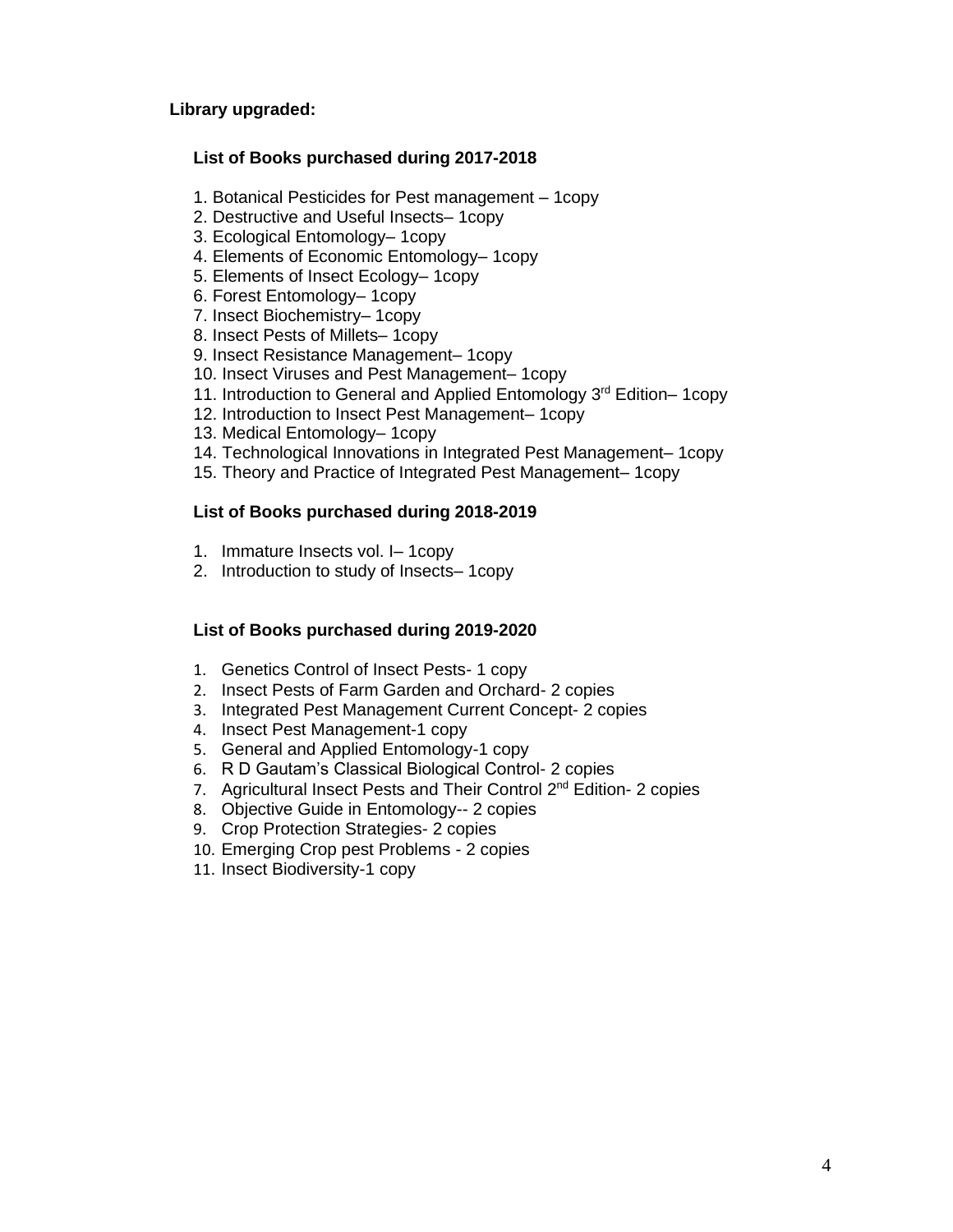**Library upgraded:**

**List of Books purchased during 2017-2018**

1. Botanical Pesticides for Pest management – 1copy
2. Destructive and Useful Insects– 1copy
3. Ecological Entomology– 1copy
4. Elements of Economic Entomology– 1copy
5. Elements of Insect Ecology– 1copy
6. Forest Entomology– 1copy
7. Insect Biochemistry– 1copy
8. Insect Pests of Millets– 1copy
9. Insect Resistance Management– 1copy
10. Insect Viruses and Pest Management– 1copy
11. Introduction to General and Applied Entomology 3rd Edition– 1copy
12. Introduction to Insect Pest Management– 1copy
13. Medical Entomology– 1copy
14. Technological Innovations in Integrated Pest Management– 1copy
15. Theory and Practice of Integrated Pest Management– 1copy

**List of Books purchased during 2018-2019**

1. Immature Insects vol. I– 1copy
2. Introduction to study of Insects– 1copy

**List of Books purchased during 2019-2020**

1. Genetics Control of Insect Pests- 1 copy
2. Insect Pests of Farm Garden and Orchard- 2 copies
3. Integrated Pest Management Current Concept- 2 copies
4. Insect Pest Management-1 copy
5. General and Applied Entomology-1 copy
6. R D Gautam's Classical Biological Control- 2 copies
7. Agricultural Insect Pests and Their Control 2nd Edition- 2 copies
8. Objective Guide in Entomology-- 2 copies
9. Crop Protection Strategies- 2 copies
10. Emerging Crop pest Problems - 2 copies
11. Insect Biodiversity-1 copy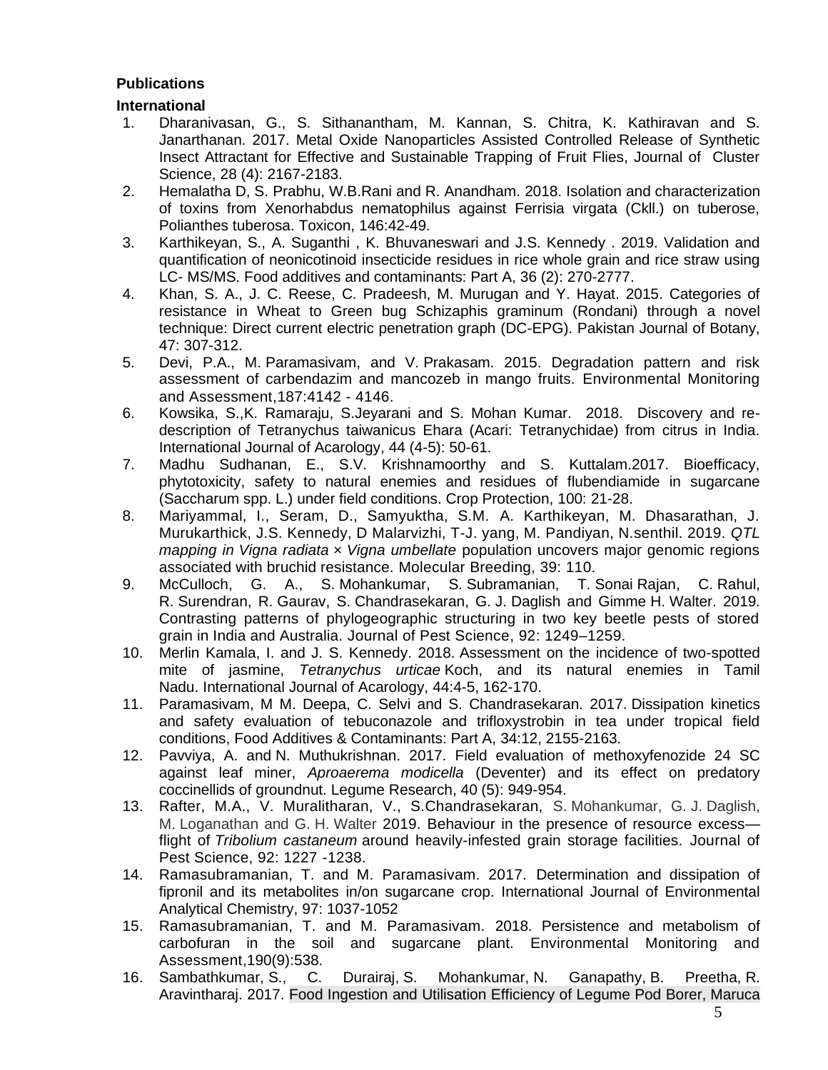**Publications**

**International**

1. Dharanivasan, G., S. Sithanantham, M. Kannan, S. Chitra, K. Kathiravan and S. Janarthanan. 2017. Metal Oxide Nanoparticles Assisted Controlled Release of Synthetic Insect Attractant for Effective and Sustainable Trapping of Fruit Flies, Journal of Cluster Science, 28 (4): 2167-2183.
2. Hemalatha D, S. Prabhu, W.B.Rani and R. Anandham. 2018. Isolation and characterization of toxins from Xenorhabdus nematophilus against Ferrisia virgata (Ckll.) on tuberose, Polianthes tuberosa. Toxicon, 146:42-49.
3. Karthikeyan, S., A. Suganthi , K. Bhuvaneswari and J.S. Kennedy . 2019. Validation and quantification of neonicotinoid insecticide residues in rice whole grain and rice straw using LC- MS/MS. Food additives and contaminants: Part A, 36 (2): 270-2777.
4. Khan, S. A., J. C. Reese, C. Pradeesh, M. Murugan and Y. Hayat. 2015. Categories of resistance in Wheat to Green bug Schizaphis graminum (Rondani) through a novel technique: Direct current electric penetration graph (DC-EPG). Pakistan Journal of Botany, 47: 307-312.
5. Devi, P.A., M. Paramasivam, and V. Prakasam. 2015. Degradation pattern and risk assessment of carbendazim and mancozeb in mango fruits. Environmental Monitoring and Assessment,187:4142 - 4146.
6. Kowsika, S.,K. Ramaraju, S.Jeyarani and S. Mohan Kumar. 2018. Discovery and re-description of Tetranychus taiwanicus Ehara (Acari: Tetranychidae) from citrus in India. International Journal of Acarology, 44 (4-5): 50-61.
7. Madhu Sudhanan, E., S.V. Krishnamoorthy and S. Kuttalam.2017. Bioefficacy, phytotoxicity, safety to natural enemies and residues of flubendiamide in sugarcane (Saccharum spp. L.) under field conditions. Crop Protection, 100: 21-28.
8. Mariyammal, I., Seram, D., Samyuktha, S.M. A. Karthikeyan, M. Dhasarathan, J. Murukarthick, J.S. Kennedy, D Malarvizhi, T-J. yang, M. Pandiyan, N.senthil. 2019. *QTL mapping in Vigna radiata* × *Vigna umbellate* population uncovers major genomic regions associated with bruchid resistance. Molecular Breeding, 39: 110.
9. McCulloch, G. A., S. Mohankumar, S. Subramanian, T. Sonai Rajan, C. Rahul, R. Surendran, R. Gaurav, S. Chandrasekaran, G. J. Daglish and Gimme H. Walter. 2019. Contrasting patterns of phylogeographic structuring in two key beetle pests of stored grain in India and Australia. Journal of Pest Science, 92: 1249–1259.
10. Merlin Kamala, I. and J. S. Kennedy. 2018. Assessment on the incidence of two-spotted mite of jasmine, *Tetranychus urticae* Koch, and its natural enemies in Tamil Nadu. International Journal of Acarology, 44:4-5, 162-170.
11. Paramasivam, M M. Deepa, C. Selvi and S. Chandrasekaran. 2017. Dissipation kinetics and safety evaluation of tebuconazole and trifloxystrobin in tea under tropical field conditions, Food Additives & Contaminants: Part A, 34:12, 2155-2163.
12. Pavviya, A. and N. Muthukrishnan. 2017. Field evaluation of methoxyfenozide 24 SC against leaf miner, *Aproaerema modicella* (Deventer) and its effect on predatory coccinellids of groundnut. Legume Research, 40 (5): 949-954.
13. Rafter, M.A., V. Muralitharan, V., S.Chandrasekaran, S. Mohankumar, G. J. Daglish, M. Loganathan and G. H. Walter 2019. Behaviour in the presence of resource excess—flight of *Tribolium castaneum* around heavily-infested grain storage facilities. Journal of Pest Science, 92: 1227 -1238.
14. Ramasubramanian, T. and M. Paramasivam. 2017. Determination and dissipation of fipronil and its metabolites in/on sugarcane crop. International Journal of Environmental Analytical Chemistry, 97: 1037-1052
15. Ramasubramanian, T. and M. Paramasivam. 2018. Persistence and metabolism of carbofuran in the soil and sugarcane plant. Environmental Monitoring and Assessment,190(9):538.
16. Sambathkumar, S., C. Durairaj, S. Mohankumar, N. Ganapathy, B. Preetha, R. Aravintharaj. 2017. Food Ingestion and Utilisation Efficiency of Legume Pod Borer, Maruca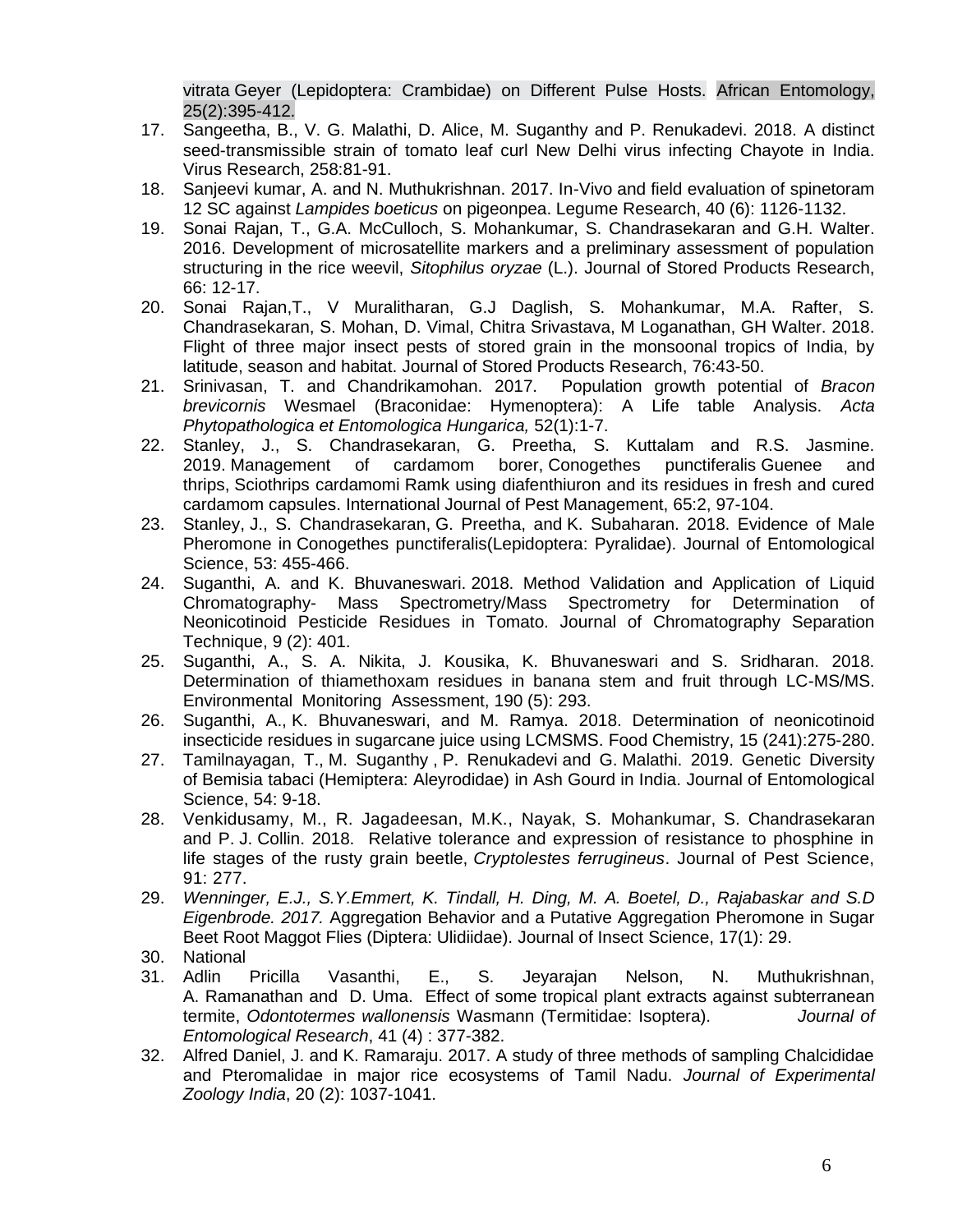vitrata Geyer (Lepidoptera: Crambidae) on Different Pulse Hosts. African Entomology, 25(2):395-412.

17. Sangeetha, B., V. G. Malathi, D. Alice, M. Suganthy and P. Renukadevi. 2018. A distinct seed-transmissible strain of tomato leaf curl New Delhi virus infecting Chayote in India. Virus Research, 258:81-91.
18. Sanjeevi kumar, A. and N. Muthukrishnan. 2017. In-Vivo and field evaluation of spinetoram 12 SC against *Lampides boeticus* on pigeonpea. Legume Research, 40 (6): 1126-1132.
19. Sonai Rajan, T., G.A. McCulloch, S. Mohankumar, S. Chandrasekaran and G.H. Walter. 2016. Development of microsatellite markers and a preliminary assessment of population structuring in the rice weevil, *Sitophilus oryzae* (L.). Journal of Stored Products Research, 66: 12-17.
20. Sonai Rajan,T., V Muralitharan, G.J Daglish, S. Mohankumar, M.A. Rafter, S. Chandrasekaran, S. Mohan, D. Vimal, Chitra Srivastava, M Loganathan, GH Walter. 2018. Flight of three major insect pests of stored grain in the monsoonal tropics of India, by latitude, season and habitat. Journal of Stored Products Research, 76:43-50.
21. Srinivasan, T. and Chandrikamohan. 2017. Population growth potential of *Bracon brevicornis* Wesmael (Braconidae: Hymenoptera): A Life table Analysis. *Acta Phytopathologica et Entomologica Hungarica,* 52(1):1-7.
22. Stanley, J., S. Chandrasekaran, G. Preetha, S. Kuttalam and R.S. Jasmine. 2019. Management of cardamom borer, Conogethes punctiferalis Guenee and thrips, Sciothrips cardamomi Ramk using diafenthiuron and its residues in fresh and cured cardamom capsules. International Journal of Pest Management, 65:2, 97-104.
23. Stanley, J., S. Chandrasekaran, G. Preetha, and K. Subaharan. 2018. Evidence of Male Pheromone in Conogethes punctiferalis(Lepidoptera: Pyralidae). Journal of Entomological Science, 53: 455-466.
24. Suganthi, A. and K. Bhuvaneswari. 2018. Method Validation and Application of Liquid Chromatography- Mass Spectrometry/Mass Spectrometry for Determination of Neonicotinoid Pesticide Residues in Tomato. Journal of Chromatography Separation Technique, 9 (2): 401.
25. Suganthi, A., S. A. Nikita, J. Kousika, K. Bhuvaneswari and S. Sridharan. 2018. Determination of thiamethoxam residues in banana stem and fruit through LC-MS/MS. Environmental Monitoring Assessment, 190 (5): 293.
26. Suganthi, A., K. Bhuvaneswari, and M. Ramya. 2018. Determination of neonicotinoid insecticide residues in sugarcane juice using LCMSMS. Food Chemistry, 15 (241):275-280.
27. Tamilnayagan, T., M. Suganthy , P. Renukadevi and G. Malathi. 2019. Genetic Diversity of Bemisia tabaci (Hemiptera: Aleyrodidae) in Ash Gourd in India. Journal of Entomological Science, 54: 9-18.
28. Venkidusamy, M., R. Jagadeesan, M.K., Nayak, S. Mohankumar, S. Chandrasekaran and P. J. Collin. 2018. Relative tolerance and expression of resistance to phosphine in life stages of the rusty grain beetle, *Cryptolestes ferrugineus*. Journal of Pest Science, 91: 277.
29. *Wenninger, E.J., S.Y.Emmert, K. Tindall, H. Ding, M. A. Boetel, D., Rajabaskar and S.D Eigenbrode. 2017.* Aggregation Behavior and a Putative Aggregation Pheromone in Sugar Beet Root Maggot Flies (Diptera: Ulidiidae). Journal of Insect Science, 17(1): 29.
30. National
31. Adlin Pricilla Vasanthi, E., S. Jeyarajan Nelson, N. Muthukrishnan, A. Ramanathan and D. Uma. Effect of some tropical plant extracts against subterranean termite, *Odontotermes wallonensis* Wasmann (Termitidae: Isoptera). *Journal of Entomological Research*, 41 (4) : 377-382.
32. Alfred Daniel, J. and K. Ramaraju. 2017. A study of three methods of sampling Chalcididae and Pteromalidae in major rice ecosystems of Tamil Nadu. *Journal of Experimental Zoology India*, 20 (2): 1037-1041.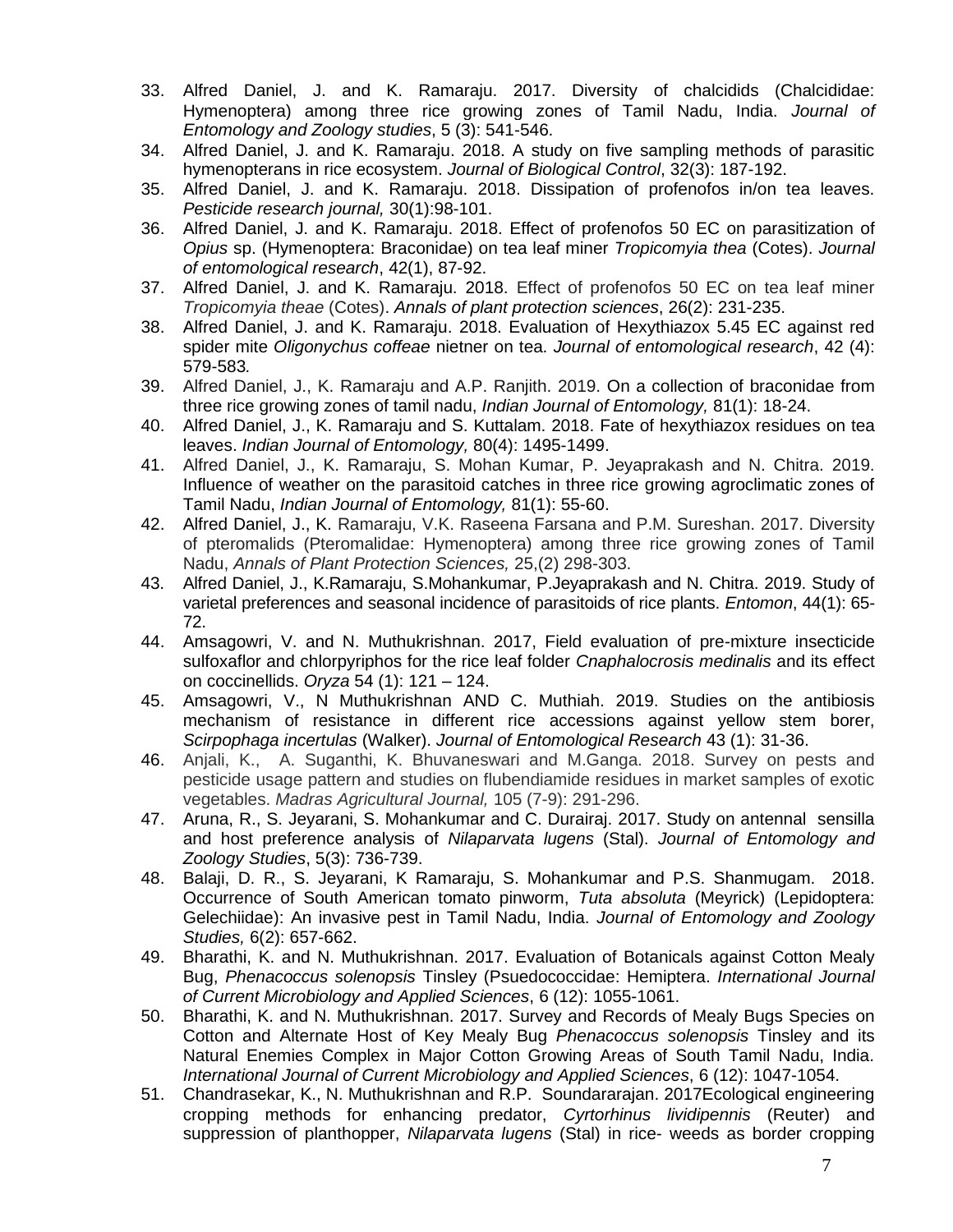33. Alfred Daniel, J. and K. Ramaraju. 2017. Diversity of chalcidids (Chalcididae: Hymenoptera) among three rice growing zones of Tamil Nadu, India. *Journal of Entomology and Zoology studies*, 5 (3): 541-546.
34. Alfred Daniel, J. and K. Ramaraju. 2018. A study on five sampling methods of parasitic hymenopterans in rice ecosystem. *Journal of Biological Control*, 32(3): 187-192.
35. Alfred Daniel, J. and K. Ramaraju. 2018. Dissipation of profenofos in/on tea leaves. *Pesticide research journal,* 30(1):98-101.
36. Alfred Daniel, J. and K. Ramaraju. 2018. Effect of profenofos 50 EC on parasitization of *Opius* sp. (Hymenoptera: Braconidae) on tea leaf miner *Tropicomyia thea* (Cotes). *Journal of entomological research*, 42(1), 87-92.
37. Alfred Daniel, J. and K. Ramaraju. 2018. Effect of profenofos 50 EC on tea leaf miner *Tropicomyia theae* (Cotes). *Annals of plant protection sciences*, 26(2): 231-235.
38. Alfred Daniel, J. and K. Ramaraju. 2018. Evaluation of Hexythiazox 5.45 EC against red spider mite *Oligonychus coffeae* nietner on tea. *Journal of entomological research*, 42 (4): 579-583*.*
39. Alfred Daniel, J., K. Ramaraju and A.P. Ranjith. 2019. On a collection of braconidae from three rice growing zones of tamil nadu, *Indian Journal of Entomology,* 81(1): 18-24.
40. Alfred Daniel, J., K. Ramaraju and S. Kuttalam. 2018. Fate of hexythiazox residues on tea leaves. *Indian Journal of Entomology,* 80(4): 1495-1499.
41. Alfred Daniel, J., K. Ramaraju, S. Mohan Kumar, P. Jeyaprakash and N. Chitra. 2019. Influence of weather on the parasitoid catches in three rice growing agroclimatic zones of Tamil Nadu, *Indian Journal of Entomology,* 81(1): 55-60.
42. Alfred Daniel, J., K. Ramaraju, V.K. Raseena Farsana and P.M. Sureshan. 2017. Diversity of pteromalids (Pteromalidae: Hymenoptera) among three rice growing zones of Tamil Nadu, *Annals of Plant Protection Sciences,* 25,(2) 298-303.
43. Alfred Daniel, J., K.Ramaraju, S.Mohankumar, P.Jeyaprakash and N. Chitra. 2019. Study of varietal preferences and seasonal incidence of parasitoids of rice plants. *Entomon*, 44(1): 65-72.
44. Amsagowri, V. and N. Muthukrishnan. 2017, Field evaluation of pre-mixture insecticide sulfoxaflor and chlorpyriphos for the rice leaf folder *Cnaphalocrosis medinalis* and its effect on coccinellids. *Oryza* 54 (1): 121 – 124.
45. Amsagowri, V., N Muthukrishnan AND C. Muthiah. 2019. Studies on the antibiosis mechanism of resistance in different rice accessions against yellow stem borer, *Scirpophaga incertulas* (Walker). *Journal of Entomological Research* 43 (1): 31-36.
46. Anjali, K., A. Suganthi, K. Bhuvaneswari and M.Ganga. 2018. Survey on pests and pesticide usage pattern and studies on flubendiamide residues in market samples of exotic vegetables. *Madras Agricultural Journal,* 105 (7-9): 291-296.
47. Aruna, R., S. Jeyarani, S. Mohankumar and C. Durairaj. 2017. Study on antennal sensilla and host preference analysis of *Nilaparvata lugens* (Stal). *Journal of Entomology and Zoology Studies*, 5(3): 736-739.
48. Balaji, D. R., S. Jeyarani, K Ramaraju, S. Mohankumar and P.S. Shanmugam. 2018. Occurrence of South American tomato pinworm, *Tuta absoluta* (Meyrick) (Lepidoptera: Gelechiidae): An invasive pest in Tamil Nadu, India. *Journal of Entomology and Zoology Studies,* 6(2): 657-662.
49. Bharathi, K. and N. Muthukrishnan. 2017. Evaluation of Botanicals against Cotton Mealy Bug, *Phenacoccus solenopsis* Tinsley (Psuedococcidae: Hemiptera. *International Journal of Current Microbiology and Applied Sciences*, 6 (12): 1055-1061.
50. Bharathi, K. and N. Muthukrishnan. 2017. Survey and Records of Mealy Bugs Species on Cotton and Alternate Host of Key Mealy Bug *Phenacoccus solenopsis* Tinsley and its Natural Enemies Complex in Major Cotton Growing Areas of South Tamil Nadu, India. *International Journal of Current Microbiology and Applied Sciences*, 6 (12): 1047-1054.
51. Chandrasekar, K., N. Muthukrishnan and R.P. Soundararajan. 2017Ecological engineering cropping methods for enhancing predator, *Cyrtorhinus lividipennis* (Reuter) and suppression of planthopper, *Nilaparvata lugens* (Stal) in rice- weeds as border cropping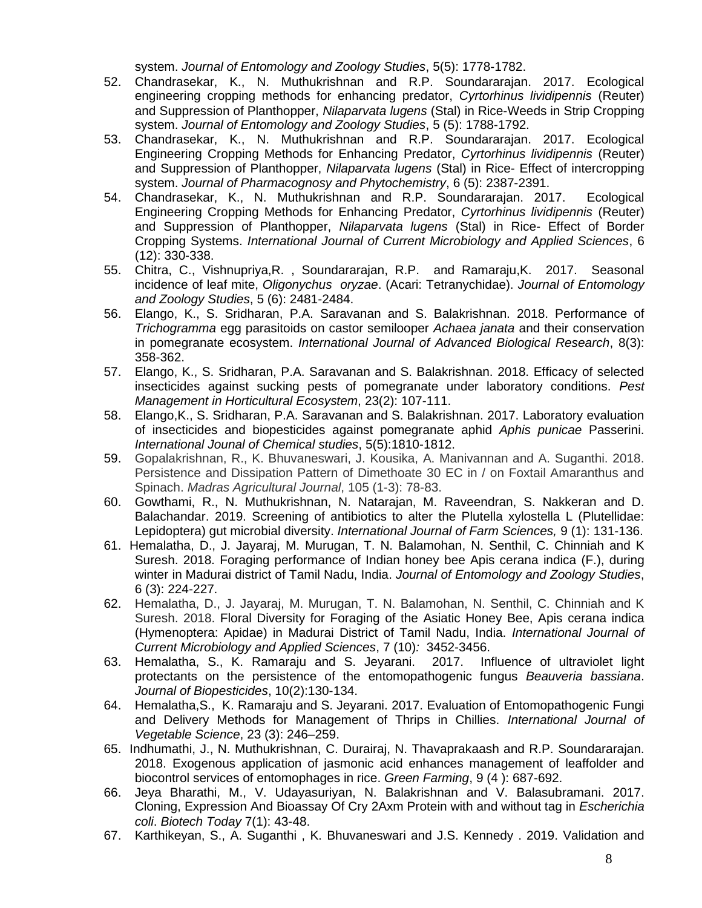system. *Journal of Entomology and Zoology Studies*, 5(5): 1778-1782.

52. Chandrasekar, K., N. Muthukrishnan and R.P. Soundararajan. 2017. Ecological engineering cropping methods for enhancing predator, *Cyrtorhinus lividipennis* (Reuter) and Suppression of Planthopper, *Nilaparvata lugens* (Stal) in Rice-Weeds in Strip Cropping system. *Journal of Entomology and Zoology Studies*, 5 (5): 1788-1792.
53. Chandrasekar, K., N. Muthukrishnan and R.P. Soundararajan. 2017. Ecological Engineering Cropping Methods for Enhancing Predator, *Cyrtorhinus lividipennis* (Reuter) and Suppression of Planthopper, *Nilaparvata lugens* (Stal) in Rice- Effect of intercropping system. *Journal of Pharmacognosy and Phytochemistry*, 6 (5): 2387-2391.
54. Chandrasekar, K., N. Muthukrishnan and R.P. Soundararajan. 2017. Ecological Engineering Cropping Methods for Enhancing Predator, *Cyrtorhinus lividipennis* (Reuter) and Suppression of Planthopper, *Nilaparvata lugens* (Stal) in Rice- Effect of Border Cropping Systems. *International Journal of Current Microbiology and Applied Sciences*, 6 (12): 330-338.
55. Chitra, C., Vishnupriya,R. , Soundararajan, R.P. and Ramaraju,K. 2017. Seasonal incidence of leaf mite, *Oligonychus oryzae*. (Acari: Tetranychidae). *Journal of Entomology and Zoology Studies*, 5 (6): 2481-2484.
56. Elango, K., S. Sridharan, P.A. Saravanan and S. Balakrishnan. 2018. Performance of *Trichogramma* egg parasitoids on castor semilooper *Achaea janata* and their conservation in pomegranate ecosystem. *International Journal of Advanced Biological Research*, 8(3): 358-362.
57. Elango, K., S. Sridharan, P.A. Saravanan and S. Balakrishnan. 2018. Efficacy of selected insecticides against sucking pests of pomegranate under laboratory conditions. *Pest Management in Horticultural Ecosystem*, 23(2): 107-111.
58. Elango,K., S. Sridharan, P.A. Saravanan and S. Balakrishnan. 2017. Laboratory evaluation of insecticides and biopesticides against pomegranate aphid *Aphis punicae* Passerini. *International Jounal of Chemical studies*, 5(5):1810-1812.
59. Gopalakrishnan, R., K. Bhuvaneswari, J. Kousika, A. Manivannan and A. Suganthi. 2018. Persistence and Dissipation Pattern of Dimethoate 30 EC in / on Foxtail Amaranthus and Spinach. *Madras Agricultural Journal*, 105 (1-3): 78-83.
60. Gowthami, R., N. Muthukrishnan, N. Natarajan, M. Raveendran, S. Nakkeran and D. Balachandar. 2019. Screening of antibiotics to alter the Plutella xylostella L (Plutellidae: Lepidoptera) gut microbial diversity. *International Journal of Farm Sciences,* 9 (1): 131-136.
61. Hemalatha, D., J. Jayaraj, M. Murugan, T. N. Balamohan, N. Senthil, C. Chinniah and K Suresh. 2018. Foraging performance of Indian honey bee Apis cerana indica (F.), during winter in Madurai district of Tamil Nadu, India. *Journal of Entomology and Zoology Studies*, 6 (3): 224-227.
62. Hemalatha, D., J. Jayaraj, M. Murugan, T. N. Balamohan, N. Senthil, C. Chinniah and K Suresh. 2018. Floral Diversity for Foraging of the Asiatic Honey Bee, Apis cerana indica (Hymenoptera: Apidae) in Madurai District of Tamil Nadu, India. *International Journal of Current Microbiology and Applied Sciences*, 7 (10)*:* 3452-3456.
63. Hemalatha, S., K. Ramaraju and S. Jeyarani. 2017. Influence of ultraviolet light protectants on the persistence of the entomopathogenic fungus *Beauveria bassiana*. *Journal of Biopesticides*, 10(2):130-134.
64. Hemalatha,S., K. Ramaraju and S. Jeyarani. 2017. Evaluation of Entomopathogenic Fungi and Delivery Methods for Management of Thrips in Chillies. *International Journal of Vegetable Science*, 23 (3): 246–259.
65. Indhumathi, J., N. Muthukrishnan, C. Durairaj, N. Thavaprakaash and R.P. Soundararajan. 2018. Exogenous application of jasmonic acid enhances management of leaffolder and biocontrol services of entomophages in rice. *Green Farming*, 9 (4 ): 687-692.
66. Jeya Bharathi, M., V. Udayasuriyan, N. Balakrishnan and V. Balasubramani. 2017. Cloning, Expression And Bioassay Of Cry 2Axm Protein with and without tag in *Escherichia coli*. *Biotech Today* 7(1): 43-48.
67. Karthikeyan, S., A. Suganthi , K. Bhuvaneswari and J.S. Kennedy . 2019. Validation and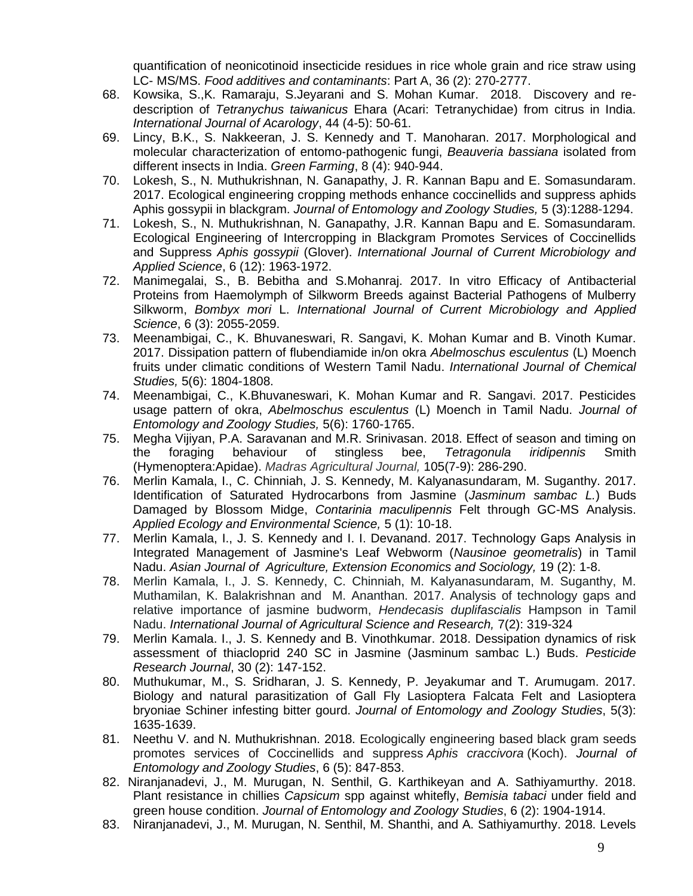quantification of neonicotinoid insecticide residues in rice whole grain and rice straw using LC- MS/MS. *Food additives and contaminants*: Part A, 36 (2): 270-2777.

68. Kowsika, S.,K. Ramaraju, S.Jeyarani and S. Mohan Kumar. 2018. Discovery and re-description of *Tetranychus taiwanicus* Ehara (Acari: Tetranychidae) from citrus in India. *International Journal of Acarology*, 44 (4-5): 50-61.
69. Lincy, B.K., S. Nakkeeran, J. S. Kennedy and T. Manoharan. 2017. Morphological and molecular characterization of entomo-pathogenic fungi, *Beauveria bassiana* isolated from different insects in India. *Green Farming*, 8 (4): 940-944.
70. Lokesh, S., N. Muthukrishnan, N. Ganapathy, J. R. Kannan Bapu and E. Somasundaram. 2017. Ecological engineering cropping methods enhance coccinellids and suppress aphids Aphis gossypii in blackgram. *Journal of Entomology and Zoology Studies,* 5 (3):1288-1294.
71. Lokesh, S., N. Muthukrishnan, N. Ganapathy, J.R. Kannan Bapu and E. Somasundaram. Ecological Engineering of Intercropping in Blackgram Promotes Services of Coccinellids and Suppress *Aphis gossypii* (Glover). *International Journal of Current Microbiology and Applied Science*, 6 (12): 1963-1972.
72. Manimegalai, S., B. Bebitha and S.Mohanraj. 2017. In vitro Efficacy of Antibacterial Proteins from Haemolymph of Silkworm Breeds against Bacterial Pathogens of Mulberry Silkworm, *Bombyx mori* L. *International Journal of Current Microbiology and Applied Science*, 6 (3): 2055-2059.
73. Meenambigai, C., K. Bhuvaneswari, R. Sangavi, K. Mohan Kumar and B. Vinoth Kumar. 2017. Dissipation pattern of flubendiamide in/on okra *Abelmoschus esculentus* (L) Moench fruits under climatic conditions of Western Tamil Nadu. *International Journal of Chemical Studies,* 5(6): 1804-1808.
74. Meenambigai, C., K.Bhuvaneswari, K. Mohan Kumar and R. Sangavi. 2017. Pesticides usage pattern of okra, *Abelmoschus esculentus* (L) Moench in Tamil Nadu. *Journal of Entomology and Zoology Studies,* 5(6): 1760-1765.
75. Megha Vijiyan, P.A. Saravanan and M.R. Srinivasan. 2018. Effect of season and timing on the foraging behaviour of stingless bee, *Tetragonula iridipennis* Smith (Hymenoptera:Apidae). *Madras Agricultural Journal,* 105(7-9): 286-290.
76. Merlin Kamala, I., C. Chinniah, J. S. Kennedy, M. Kalyanasundaram, M. Suganthy. 2017. Identification of Saturated Hydrocarbons from Jasmine (*Jasminum sambac L.*) Buds Damaged by Blossom Midge, *Contarinia maculipennis* Felt through GC-MS Analysis. *Applied Ecology and Environmental Science,* 5 (1): 10-18.
77. Merlin Kamala, I., J. S. Kennedy and I. I. Devanand. 2017. Technology Gaps Analysis in Integrated Management of Jasmine's Leaf Webworm (*Nausinoe geometralis*) in Tamil Nadu. *Asian Journal of Agriculture, Extension Economics and Sociology,* 19 (2): 1-8.
78. Merlin Kamala, I., J. S. Kennedy, C. Chinniah, M. Kalyanasundaram, M. Suganthy, M. Muthamilan, K. Balakrishnan and M. Ananthan. 2017. Analysis of technology gaps and relative importance of jasmine budworm, *Hendecasis duplifascialis* Hampson in Tamil Nadu. *International Journal of Agricultural Science and Research,* 7(2): 319-324
79. Merlin Kamala. I., J. S. Kennedy and B. Vinothkumar. 2018. Dessipation dynamics of risk assessment of thiacloprid 240 SC in Jasmine (Jasminum sambac L.) Buds. *Pesticide Research Journal*, 30 (2): 147-152.
80. Muthukumar, M., S. Sridharan, J. S. Kennedy, P. Jeyakumar and T. Arumugam. 2017. Biology and natural parasitization of Gall Fly Lasioptera Falcata Felt and Lasioptera bryoniae Schiner infesting bitter gourd. *Journal of Entomology and Zoology Studies*, 5(3): 1635-1639.
81. Neethu V. and N. Muthukrishnan. 2018. Ecologically engineering based black gram seeds promotes services of Coccinellids and suppress *Aphis craccivora* (Koch). *Journal of Entomology and Zoology Studies*, 6 (5): 847-853.
82. Niranjanadevi, J., M. Murugan, N. Senthil, G. Karthikeyan and A. Sathiyamurthy. 2018. Plant resistance in chillies *Capsicum* spp against whitefly, *Bemisia tabaci* under field and green house condition. *Journal of Entomology and Zoology Studies*, 6 (2): 1904-1914.
83. Niranjanadevi, J., M. Murugan, N. Senthil, M. Shanthi, and A. Sathiyamurthy. 2018. Levels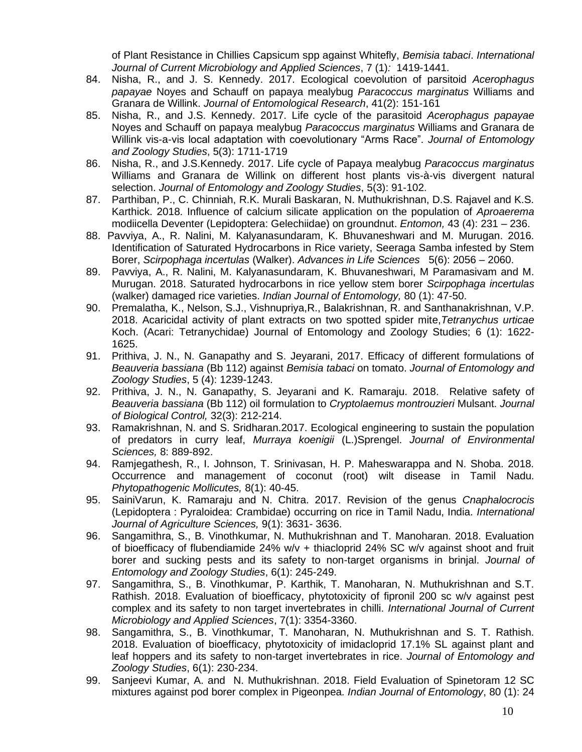of Plant Resistance in Chillies Capsicum spp against Whitefly, *Bemisia tabaci*. *International Journal of Current Microbiology and Applied Sciences*, 7 (1)*:* 1419-1441.

84. Nisha, R., and J. S. Kennedy. 2017. Ecological coevolution of parsitoid *Acerophagus papayae* Noyes and Schauff on papaya mealybug *Paracoccus marginatus* Williams and Granara de Willink. *Journal of Entomological Research*, 41(2): 151-161
85. Nisha, R., and J.S. Kennedy. 2017. Life cycle of the parasitoid *Acerophagus papayae* Noyes and Schauff on papaya mealybug *Paracoccus marginatus* Williams and Granara de Willink vis-a-vis local adaptation with coevolutionary "Arms Race". *Journal of Entomology and Zoology Studies*, 5(3): 1711-1719
86. Nisha, R., and J.S.Kennedy. 2017. Life cycle of Papaya mealybug *Paracoccus marginatus* Williams and Granara de Willink on different host plants vis-à-vis divergent natural selection. *Journal of Entomology and Zoology Studies*, 5(3): 91-102.
87. Parthiban, P., C. Chinniah, R.K. Murali Baskaran, N. Muthukrishnan, D.S. Rajavel and K.S. Karthick. 2018. Influence of calcium silicate application on the population of *Aproaerema* modiicella Deventer (Lepidoptera: Gelechiidae) on groundnut. *Entomon,* 43 (4): 231 – 236.
88. Pavviya, A., R. Nalini, M. Kalyanasundaram, K. Bhuvaneshwari and M. Murugan. 2016. Identification of Saturated Hydrocarbons in Rice variety, Seeraga Samba infested by Stem Borer, *Scirpophaga incertulas* (Walker). *Advances in Life Sciences* 5(6): 2056 – 2060.
89. Pavviya, A., R. Nalini, M. Kalyanasundaram, K. Bhuvaneshwari, M Paramasivam and M. Murugan. 2018. Saturated hydrocarbons in rice yellow stem borer *Scirpophaga incertulas* (walker) damaged rice varieties. *Indian Journal of Entomology,* 80 (1): 47-50.
90. Premalatha, K., Nelson, S.J., Vishnupriya,R., Balakrishnan, R. and Santhanakrishnan, V.P. 2018. Acaricidal activity of plant extracts on two spotted spider mite,*Tetranychus urticae* Koch. (Acari: Tetranychidae) Journal of Entomology and Zoology Studies; 6 (1): 1622-1625.
91. Prithiva, J. N., N. Ganapathy and S. Jeyarani, 2017. Efficacy of different formulations of *Beauveria bassiana* (Bb 112) against *Bemisia tabaci* on tomato. *Journal of Entomology and Zoology Studies*, 5 (4): 1239-1243.
92. Prithiva, J. N., N. Ganapathy, S. Jeyarani and K. Ramaraju. 2018. Relative safety of *Beauveria bassiana* (Bb 112) oil formulation to *Cryptolaemus montrouzieri* Mulsant. *Journal of Biological Control,* 32(3): 212-214.
93. Ramakrishnan, N. and S. Sridharan.2017. Ecological engineering to sustain the population of predators in curry leaf, *Murraya koenigii* (L.)Sprengel. *Journal of Environmental Sciences,* 8: 889-892.
94. Ramjegathesh, R., I. Johnson, T. Srinivasan, H. P. Maheswarappa and N. Shoba. 2018. Occurrence and management of coconut (root) wilt disease in Tamil Nadu. *Phytopathogenic Mollicutes,* 8(1): 40-45.
95. SainiVarun, K. Ramaraju and N. Chitra. 2017. Revision of the genus *Cnaphalocrocis* (Lepidoptera : Pyraloidea: Crambidae) occurring on rice in Tamil Nadu, India. *International Journal of Agriculture Sciences,* 9(1): 3631- 3636.
96. Sangamithra, S., B. Vinothkumar, N. Muthukrishnan and T. Manoharan. 2018. Evaluation of bioefficacy of flubendiamide 24% w/v + thiacloprid 24% SC w/v against shoot and fruit borer and sucking pests and its safety to non-target organisms in brinjal. *Journal of Entomology and Zoology Studies*, 6(1): 245-249.
97. Sangamithra, S., B. Vinothkumar, P. Karthik, T. Manoharan, N. Muthukrishnan and S.T. Rathish. 2018. Evaluation of bioefficacy, phytotoxicity of fipronil 200 sc w/v against pest complex and its safety to non target invertebrates in chilli. *International Journal of Current Microbiology and Applied Sciences*, 7(1): 3354-3360.
98. Sangamithra, S., B. Vinothkumar, T. Manoharan, N. Muthukrishnan and S. T. Rathish. 2018. Evaluation of bioefficacy, phytotoxicity of imidacloprid 17.1% SL against plant and leaf hoppers and its safety to non-target invertebrates in rice. *Journal of Entomology and Zoology Studies*, 6(1): 230-234.
99. Sanjeevi Kumar, A. and N. Muthukrishnan. 2018. Field Evaluation of Spinetoram 12 SC mixtures against pod borer complex in Pigeonpea. *Indian Journal of Entomology*, 80 (1): 24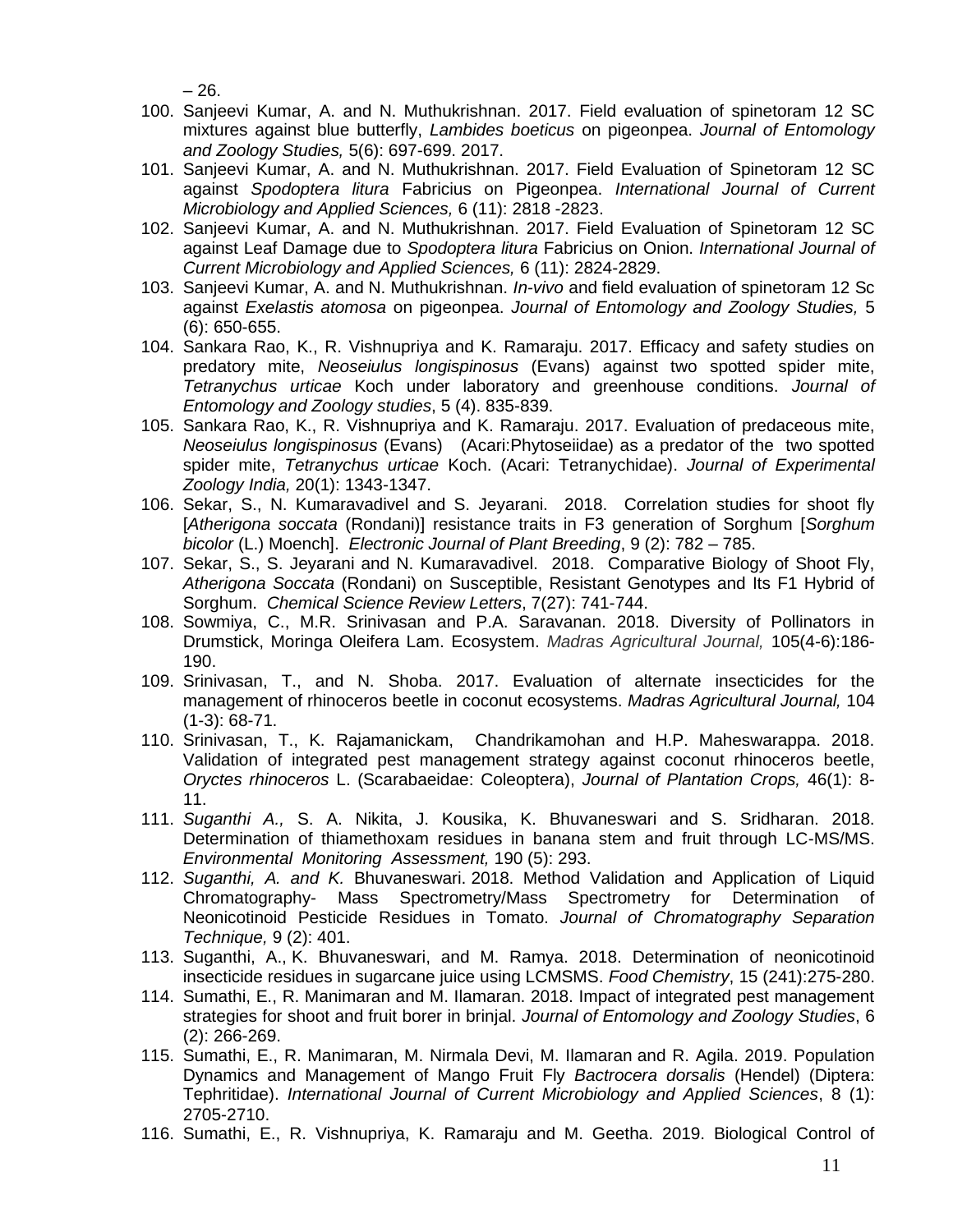– 26.

100. Sanjeevi Kumar, A. and N. Muthukrishnan. 2017. Field evaluation of spinetoram 12 SC mixtures against blue butterfly, *Lambides boeticus* on pigeonpea. *Journal of Entomology and Zoology Studies,* 5(6): 697-699. 2017.
101. Sanjeevi Kumar, A. and N. Muthukrishnan. 2017. Field Evaluation of Spinetoram 12 SC against *Spodoptera litura* Fabricius on Pigeonpea. *International Journal of Current Microbiology and Applied Sciences,* 6 (11): 2818 -2823.
102. Sanjeevi Kumar, A. and N. Muthukrishnan. 2017. Field Evaluation of Spinetoram 12 SC against Leaf Damage due to *Spodoptera litura* Fabricius on Onion. *International Journal of Current Microbiology and Applied Sciences,* 6 (11): 2824-2829.
103. Sanjeevi Kumar, A. and N. Muthukrishnan. *In-vivo* and field evaluation of spinetoram 12 Sc against *Exelastis atomosa* on pigeonpea. *Journal of Entomology and Zoology Studies,* 5 (6): 650-655.
104. Sankara Rao, K., R. Vishnupriya and K. Ramaraju. 2017. Efficacy and safety studies on predatory mite, *Neoseiulus longispinosus* (Evans) against two spotted spider mite, *Tetranychus urticae* Koch under laboratory and greenhouse conditions. *Journal of Entomology and Zoology studies*, 5 (4). 835-839.
105. Sankara Rao, K., R. Vishnupriya and K. Ramaraju. 2017. Evaluation of predaceous mite, *Neoseiulus longispinosus* (Evans) (Acari:Phytoseiidae) as a predator of the two spotted spider mite, *Tetranychus urticae* Koch. (Acari: Tetranychidae). *Journal of Experimental Zoology India,* 20(1): 1343-1347.
106. Sekar, S., N. Kumaravadivel and S. Jeyarani. 2018. Correlation studies for shoot fly [*Atherigona soccata* (Rondani)] resistance traits in F3 generation of Sorghum [*Sorghum bicolor* (L.) Moench]. *Electronic Journal of Plant Breeding*, 9 (2): 782 – 785.
107. Sekar, S., S. Jeyarani and N. Kumaravadivel. 2018. Comparative Biology of Shoot Fly, *Atherigona Soccata* (Rondani) on Susceptible, Resistant Genotypes and Its F1 Hybrid of Sorghum. *Chemical Science Review Letters*, 7(27): 741-744.
108. Sowmiya, C., M.R. Srinivasan and P.A. Saravanan. 2018. Diversity of Pollinators in Drumstick, Moringa Oleifera Lam. Ecosystem. *Madras Agricultural Journal,* 105(4-6):186-190.
109. Srinivasan, T., and N. Shoba. 2017. Evaluation of alternate insecticides for the management of rhinoceros beetle in coconut ecosystems. *Madras Agricultural Journal,* 104 (1-3): 68-71.
110. Srinivasan, T., K. Rajamanickam, Chandrikamohan and H.P. Maheswarappa. 2018. Validation of integrated pest management strategy against coconut rhinoceros beetle, *Oryctes rhinoceros* L. (Scarabaeidae: Coleoptera), *Journal of Plantation Crops,* 46(1): 8-11.
111. *Suganthi A.,* S. A. Nikita, J. Kousika, K. Bhuvaneswari and S. Sridharan. 2018. Determination of thiamethoxam residues in banana stem and fruit through LC-MS/MS. *Environmental Monitoring Assessment,* 190 (5): 293.
112. *Suganthi, A. and K.* Bhuvaneswari. 2018. Method Validation and Application of Liquid Chromatography- Mass Spectrometry/Mass Spectrometry for Determination of Neonicotinoid Pesticide Residues in Tomato. *Journal of Chromatography Separation Technique,* 9 (2): 401.
113. Suganthi, A., K. Bhuvaneswari, and M. Ramya. 2018. Determination of neonicotinoid insecticide residues in sugarcane juice using LCMSMS. *Food Chemistry*, 15 (241):275-280.
114. Sumathi, E., R. Manimaran and M. Ilamaran. 2018. Impact of integrated pest management strategies for shoot and fruit borer in brinjal. *Journal of Entomology and Zoology Studies*, 6 (2): 266-269.
115. Sumathi, E., R. Manimaran, M. Nirmala Devi, M. Ilamaran and R. Agila. 2019. Population Dynamics and Management of Mango Fruit Fly *Bactrocera dorsalis* (Hendel) (Diptera: Tephritidae). *International Journal of Current Microbiology and Applied Sciences*, 8 (1): 2705-2710.
116. Sumathi, E., R. Vishnupriya, K. Ramaraju and M. Geetha. 2019. Biological Control of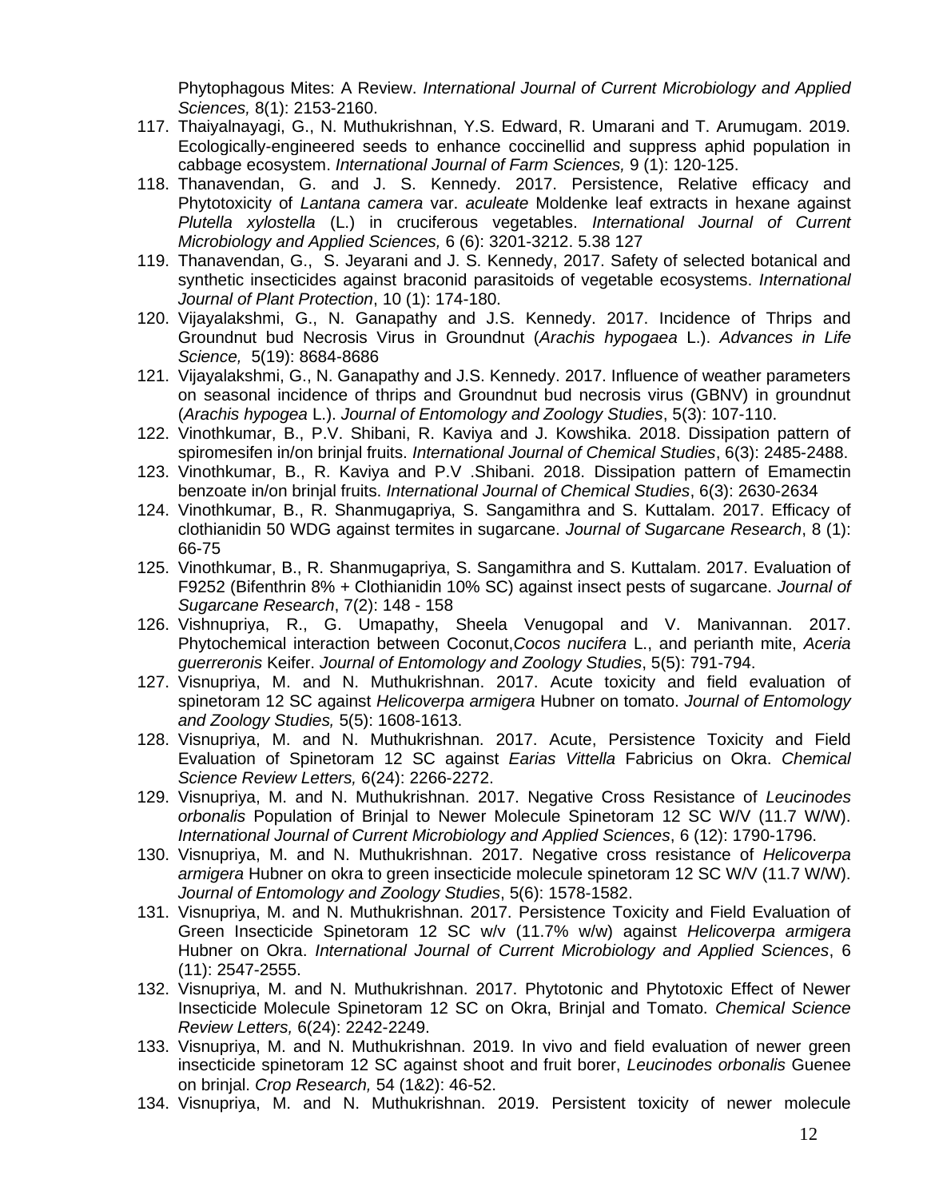Phytophagous Mites: A Review. *International Journal of Current Microbiology and Applied Sciences,* 8(1): 2153-2160.

117. Thaiyalnayagi, G., N. Muthukrishnan, Y.S. Edward, R. Umarani and T. Arumugam. 2019. Ecologically-engineered seeds to enhance coccinellid and suppress aphid population in cabbage ecosystem. *International Journal of Farm Sciences,* 9 (1): 120-125.
118. Thanavendan, G. and J. S. Kennedy. 2017. Persistence, Relative efficacy and Phytotoxicity of *Lantana camera* var. *aculeate* Moldenke leaf extracts in hexane against *Plutella xylostella* (L.) in cruciferous vegetables. *International Journal of Current Microbiology and Applied Sciences,* 6 (6): 3201-3212. 5.38 127
119. Thanavendan, G., S. Jeyarani and J. S. Kennedy, 2017. Safety of selected botanical and synthetic insecticides against braconid parasitoids of vegetable ecosystems. *International Journal of Plant Protection*, 10 (1): 174-180.
120. Vijayalakshmi, G., N. Ganapathy and J.S. Kennedy. 2017. Incidence of Thrips and Groundnut bud Necrosis Virus in Groundnut (*Arachis hypogaea* L.). *Advances in Life Science,* 5(19): 8684-8686
121. Vijayalakshmi, G., N. Ganapathy and J.S. Kennedy. 2017. Influence of weather parameters on seasonal incidence of thrips and Groundnut bud necrosis virus (GBNV) in groundnut (*Arachis hypogea* L.). *Journal of Entomology and Zoology Studies*, 5(3): 107-110.
122. Vinothkumar, B., P.V. Shibani, R. Kaviya and J. Kowshika. 2018. Dissipation pattern of spiromesifen in/on brinjal fruits. *International Journal of Chemical Studies*, 6(3): 2485-2488.
123. Vinothkumar, B., R. Kaviya and P.V .Shibani. 2018. Dissipation pattern of Emamectin benzoate in/on brinjal fruits. *International Journal of Chemical Studies*, 6(3): 2630-2634
124. Vinothkumar, B., R. Shanmugapriya, S. Sangamithra and S. Kuttalam. 2017. Efficacy of clothianidin 50 WDG against termites in sugarcane. *Journal of Sugarcane Research*, 8 (1): 66-75
125. Vinothkumar, B., R. Shanmugapriya, S. Sangamithra and S. Kuttalam. 2017. Evaluation of F9252 (Bifenthrin 8% + Clothianidin 10% SC) against insect pests of sugarcane. *Journal of Sugarcane Research*, 7(2): 148 - 158
126. Vishnupriya, R., G. Umapathy, Sheela Venugopal and V. Manivannan. 2017. Phytochemical interaction between Coconut,*Cocos nucifera* L., and perianth mite, *Aceria guerreronis* Keifer. *Journal of Entomology and Zoology Studies*, 5(5): 791-794.
127. Visnupriya, M. and N. Muthukrishnan. 2017. Acute toxicity and field evaluation of spinetoram 12 SC against *Helicoverpa armigera* Hubner on tomato. *Journal of Entomology and Zoology Studies,* 5(5): 1608-1613.
128. Visnupriya, M. and N. Muthukrishnan. 2017. Acute, Persistence Toxicity and Field Evaluation of Spinetoram 12 SC against *Earias Vittella* Fabricius on Okra. *Chemical Science Review Letters,* 6(24): 2266-2272.
129. Visnupriya, M. and N. Muthukrishnan. 2017. Negative Cross Resistance of *Leucinodes orbonalis* Population of Brinjal to Newer Molecule Spinetoram 12 SC W/V (11.7 W/W). *International Journal of Current Microbiology and Applied Sciences*, 6 (12): 1790-1796.
130. Visnupriya, M. and N. Muthukrishnan. 2017. Negative cross resistance of *Helicoverpa armigera* Hubner on okra to green insecticide molecule spinetoram 12 SC W/V (11.7 W/W). *Journal of Entomology and Zoology Studies*, 5(6): 1578-1582.
131. Visnupriya, M. and N. Muthukrishnan. 2017. Persistence Toxicity and Field Evaluation of Green Insecticide Spinetoram 12 SC w/v (11.7% w/w) against *Helicoverpa armigera* Hubner on Okra. *International Journal of Current Microbiology and Applied Sciences*, 6 (11): 2547-2555.
132. Visnupriya, M. and N. Muthukrishnan. 2017. Phytotonic and Phytotoxic Effect of Newer Insecticide Molecule Spinetoram 12 SC on Okra, Brinjal and Tomato. *Chemical Science Review Letters,* 6(24): 2242-2249.
133. Visnupriya, M. and N. Muthukrishnan. 2019. In vivo and field evaluation of newer green insecticide spinetoram 12 SC against shoot and fruit borer, *Leucinodes orbonalis* Guenee on brinjal. *Crop Research,* 54 (1&2): 46-52.
134. Visnupriya, M. and N. Muthukrishnan. 2019. Persistent toxicity of newer molecule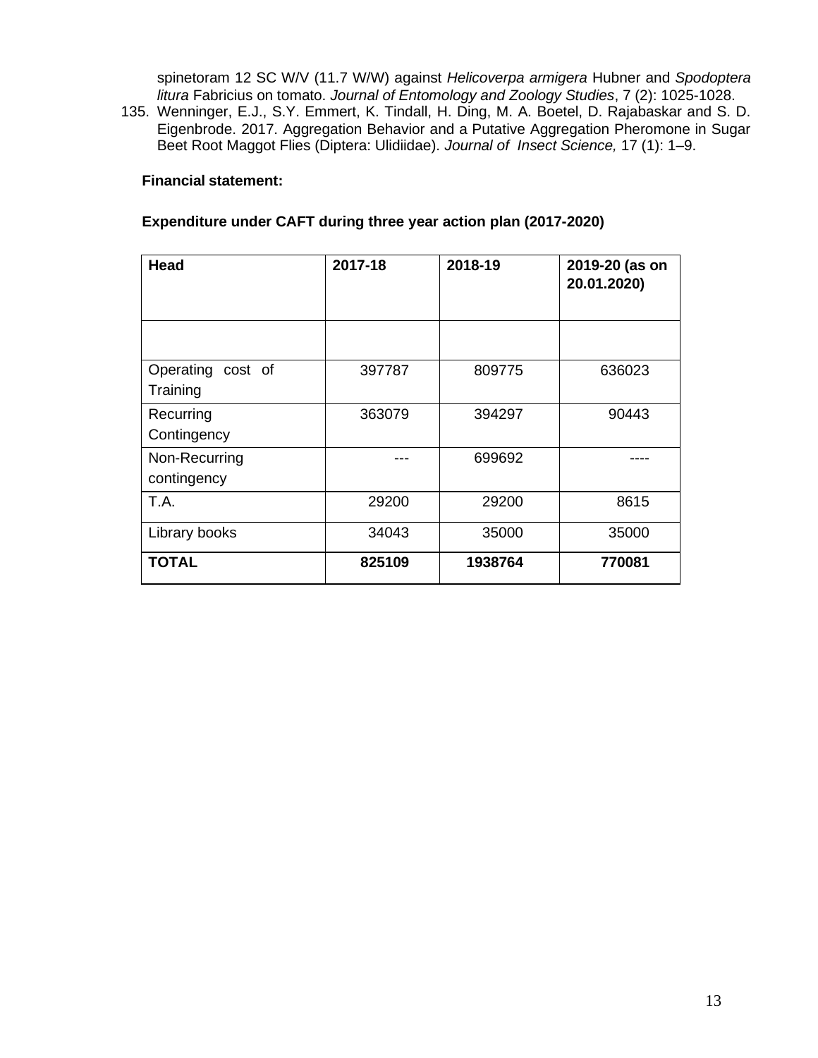spinetoram 12 SC W/V (11.7 W/W) against *Helicoverpa armigera* Hubner and *Spodoptera litura* Fabricius on tomato. *Journal of Entomology and Zoology Studies*, 7 (2): 1025-1028.

135. Wenninger, E.J., S.Y. Emmert, K. Tindall, H. Ding, M. A. Boetel, D. Rajabaskar and S. D. Eigenbrode. 2017. Aggregation Behavior and a Putative Aggregation Pheromone in Sugar Beet Root Maggot Flies (Diptera: Ulidiidae). *Journal of Insect Science,* 17 (1): 1–9.

**Financial statement:**

**Expenditure under CAFT during three year action plan (2017-2020)**

| **Head** | **2017-18** | **2018-19** | **2019-20 (as on 20.01.2020)** |
|---|---|---|---|
| | | | |
| Operating cost of Training | 397787 | 809775 | 636023 |
| Recurring Contingency | 363079 | 394297 | 90443 |
| Non-Recurring contingency | --- | 699692 | ---- |
| T.A. | 29200 | 29200 | 8615 |
| Library books | 34043 | 35000 | 35000 |
| **TOTAL** | **825109** | **1938764** | **770081** |